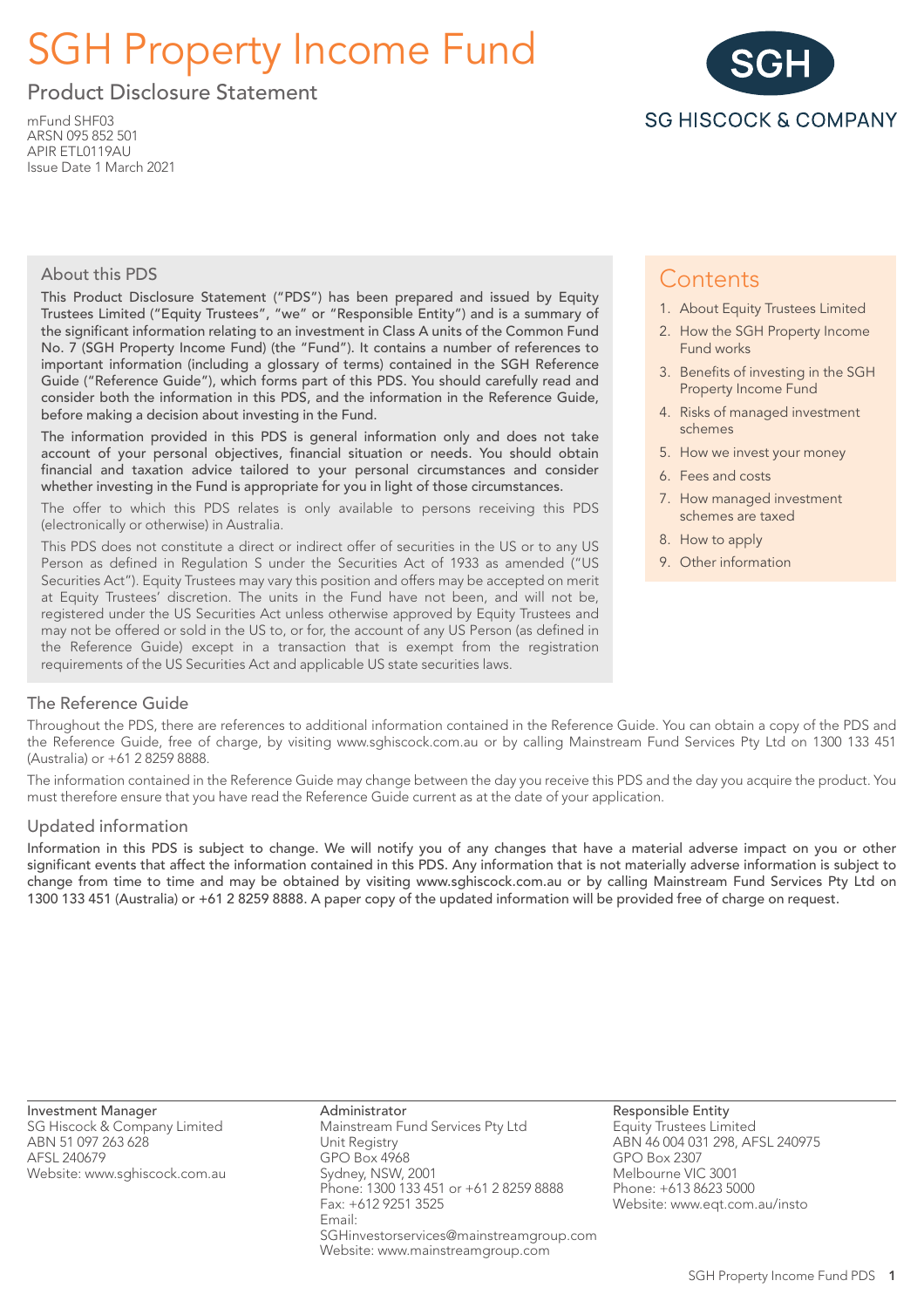# SGH Property Income Fund

## Product Disclosure Statement

mFund SHF03
ARSN 095 852 501
APIR ETL0119AU
Issue Date 1 March 2021

SG HISCOCK & COMPANY

### About this PDS

**This Product Disclosure Statement ("PDS") has been prepared and issued by Equity Trustees Limited ("Equity Trustees", "we" or "Responsible Entity") and is a summary of the significant information relating to an investment in Class A units of the Common Fund No. 7 (SGH Property Income Fund) (the "Fund"). It contains a number of references to important information (including a glossary of terms) contained in the SGH Reference Guide ("Reference Guide"), which forms part of this PDS. You should carefully read and consider both the information in this PDS, and the information in the Reference Guide, before making a decision about investing in the Fund.**

**The information provided in this PDS is general information only and does not take account of your personal objectives, financial situation or needs. You should obtain financial and taxation advice tailored to your personal circumstances and consider whether investing in the Fund is appropriate for you in light of those circumstances.**

The offer to which this PDS relates is only available to persons receiving this PDS (electronically or otherwise) in Australia.

This PDS does not constitute a direct or indirect offer of securities in the US or to any US Person as defined in Regulation S under the Securities Act of 1933 as amended ("US Securities Act"). Equity Trustees may vary this position and offers may be accepted on merit at Equity Trustees' discretion. The units in the Fund have not been, and will not be, registered under the US Securities Act unless otherwise approved by Equity Trustees and may not be offered or sold in the US to, or for, the account of any US Person (as defined in the Reference Guide) except in a transaction that is exempt from the registration requirements of the US Securities Act and applicable US state securities laws.

### Contents

1. About Equity Trustees Limited
2. How the SGH Property Income Fund works
3. Benefits of investing in the SGH Property Income Fund
4. Risks of managed investment schemes
5. How we invest your money
6. Fees and costs
7. How managed investment schemes are taxed
8. How to apply
9. Other information

### The Reference Guide

Throughout the PDS, there are references to additional information contained in the Reference Guide. You can obtain a copy of the PDS and the Reference Guide, free of charge, by visiting www.sghiscock.com.au or by calling Mainstream Fund Services Pty Ltd on 1300 133 451 (Australia) or +61 2 8259 8888.

The information contained in the Reference Guide may change between the day you receive this PDS and the day you acquire the product. You must therefore ensure that you have read the Reference Guide current as at the date of your application.

### Updated information

**Information in this PDS is subject to change. We will notify you of any changes that have a material adverse impact on you or other significant events that affect the information contained in this PDS. Any information that is not materially adverse information is subject to change from time to time and may be obtained by visiting www.sghiscock.com.au or by calling Mainstream Fund Services Pty Ltd on 1300 133 451 (Australia) or +61 2 8259 8888. A paper copy of the updated information will be provided free of charge on request.**

**Investment Manager**
SG Hiscock & Company Limited
ABN 51 097 263 628
AFSL 240679
Website: www.sghiscock.com.au

**Administrator**
Mainstream Fund Services Pty Ltd
Unit Registry
GPO Box 4968
Sydney, NSW, 2001
Phone: 1300 133 451 or +61 2 8259 8888
Fax: +612 9251 3525
Email: SGHinvestorservices@mainstreamgroup.com
Website: www.mainstreamgroup.com

**Responsible Entity**
Equity Trustees Limited
ABN 46 004 031 298, AFSL 240975
GPO Box 2307
Melbourne VIC 3001
Phone: +613 8623 5000
Website: www.eqt.com.au/insto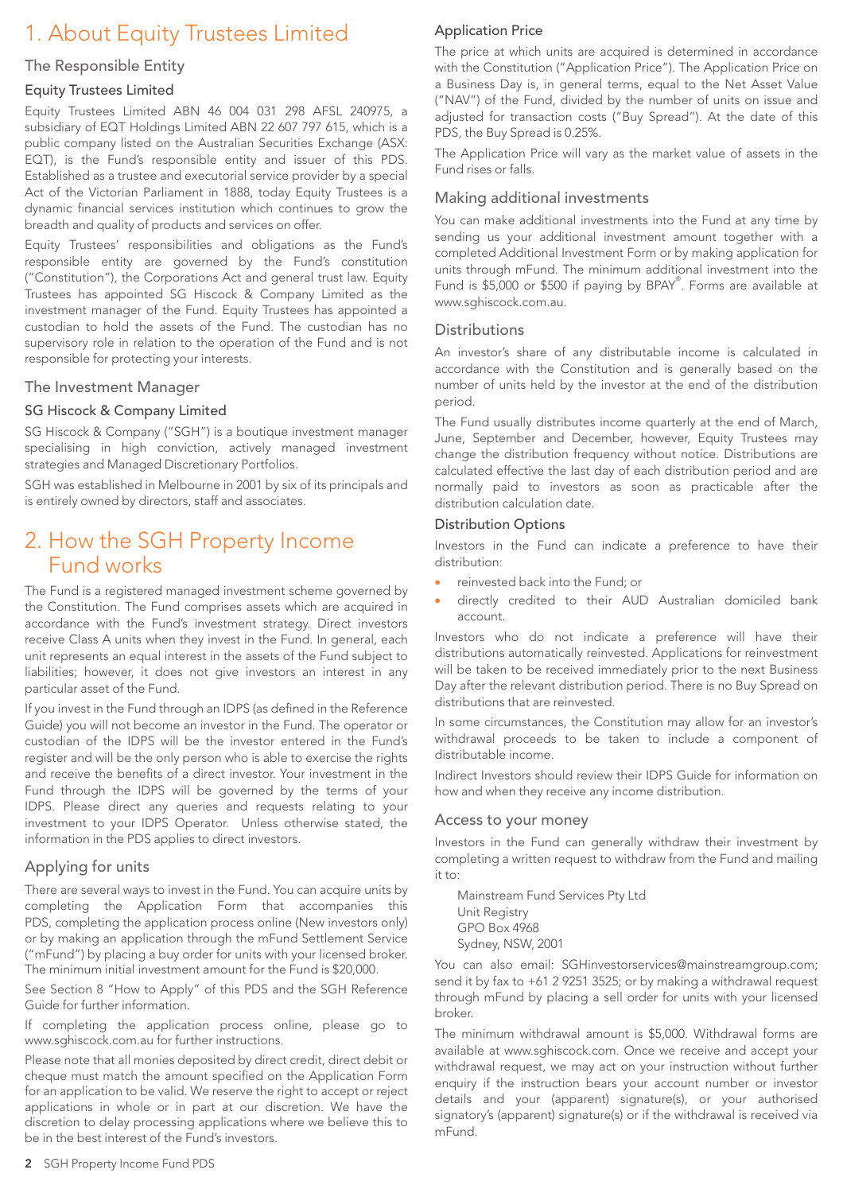# 1. About Equity Trustees Limited

## The Responsible Entity

### Equity Trustees Limited

Equity Trustees Limited ABN 46 004 031 298 AFSL 240975, a subsidiary of EQT Holdings Limited ABN 22 607 797 615, which is a public company listed on the Australian Securities Exchange (ASX: EQT), is the Fund's responsible entity and issuer of this PDS. Established as a trustee and executorial service provider by a special Act of the Victorian Parliament in 1888, today Equity Trustees is a dynamic financial services institution which continues to grow the breadth and quality of products and services on offer.

Equity Trustees' responsibilities and obligations as the Fund's responsible entity are governed by the Fund's constitution ("Constitution"), the Corporations Act and general trust law. Equity Trustees has appointed SG Hiscock & Company Limited as the investment manager of the Fund. Equity Trustees has appointed a custodian to hold the assets of the Fund. The custodian has no supervisory role in relation to the operation of the Fund and is not responsible for protecting your interests.

## The Investment Manager

### SG Hiscock & Company Limited

SG Hiscock & Company ("SGH") is a boutique investment manager specialising in high conviction, actively managed investment strategies and Managed Discretionary Portfolios.

SGH was established in Melbourne in 2001 by six of its principals and is entirely owned by directors, staff and associates.

# 2. How the SGH Property Income Fund works

The Fund is a registered managed investment scheme governed by the Constitution. The Fund comprises assets which are acquired in accordance with the Fund's investment strategy. Direct investors receive Class A units when they invest in the Fund. In general, each unit represents an equal interest in the assets of the Fund subject to liabilities; however, it does not give investors an interest in any particular asset of the Fund.

If you invest in the Fund through an IDPS (as defined in the Reference Guide) you will not become an investor in the Fund. The operator or custodian of the IDPS will be the investor entered in the Fund's register and will be the only person who is able to exercise the rights and receive the benefits of a direct investor. Your investment in the Fund through the IDPS will be governed by the terms of your IDPS. Please direct any queries and requests relating to your investment to your IDPS Operator. Unless otherwise stated, the information in the PDS applies to direct investors.

## Applying for units

There are several ways to invest in the Fund. You can acquire units by completing the Application Form that accompanies this PDS, completing the application process online (New investors only) or by making an application through the mFund Settlement Service ("mFund") by placing a buy order for units with your licensed broker. The minimum initial investment amount for the Fund is $20,000.

See Section 8 "How to Apply" of this PDS and the SGH Reference Guide for further information.

If completing the application process online, please go to www.sghiscock.com.au for further instructions.

Please note that all monies deposited by direct credit, direct debit or cheque must match the amount specified on the Application Form for an application to be valid. We reserve the right to accept or reject applications in whole or in part at our discretion. We have the discretion to delay processing applications where we believe this to be in the best interest of the Fund's investors.

### Application Price

The price at which units are acquired is determined in accordance with the Constitution ("Application Price"). The Application Price on a Business Day is, in general terms, equal to the Net Asset Value ("NAV") of the Fund, divided by the number of units on issue and adjusted for transaction costs ("Buy Spread"). At the date of this PDS, the Buy Spread is 0.25%.

The Application Price will vary as the market value of assets in the Fund rises or falls.

## Making additional investments

You can make additional investments into the Fund at any time by sending us your additional investment amount together with a completed Additional Investment Form or by making application for units through mFund. The minimum additional investment into the Fund is $5,000 or $500 if paying by BPAY®. Forms are available at www.sghiscock.com.au.

## Distributions

An investor's share of any distributable income is calculated in accordance with the Constitution and is generally based on the number of units held by the investor at the end of the distribution period.

The Fund usually distributes income quarterly at the end of March, June, September and December, however, Equity Trustees may change the distribution frequency without notice. Distributions are calculated effective the last day of each distribution period and are normally paid to investors as soon as practicable after the distribution calculation date.

### Distribution Options

Investors in the Fund can indicate a preference to have their distribution:

- reinvested back into the Fund; or
- directly credited to their AUD Australian domiciled bank account.

Investors who do not indicate a preference will have their distributions automatically reinvested. Applications for reinvestment will be taken to be received immediately prior to the next Business Day after the relevant distribution period. There is no Buy Spread on distributions that are reinvested.

In some circumstances, the Constitution may allow for an investor's withdrawal proceeds to be taken to include a component of distributable income.

Indirect Investors should review their IDPS Guide for information on how and when they receive any income distribution.

## Access to your money

Investors in the Fund can generally withdraw their investment by completing a written request to withdraw from the Fund and mailing it to:

Mainstream Fund Services Pty Ltd
Unit Registry
GPO Box 4968
Sydney, NSW, 2001

You can also email: SGHinvestorservices@mainstreamgroup.com; send it by fax to +61 2 9251 3525; or by making a withdrawal request through mFund by placing a sell order for units with your licensed broker.

The minimum withdrawal amount is $5,000. Withdrawal forms are available at www.sghiscock.com. Once we receive and accept your withdrawal request, we may act on your instruction without further enquiry if the instruction bears your account number or investor details and your (apparent) signature(s), or your authorised signatory's (apparent) signature(s) or if the withdrawal is received via mFund.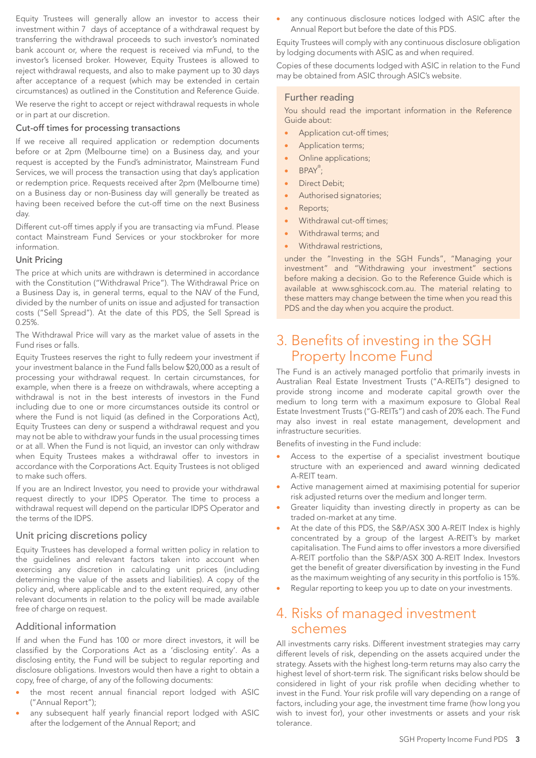Equity Trustees will generally allow an investor to access their investment within 7 days of acceptance of a withdrawal request by transferring the withdrawal proceeds to such investor's nominated bank account or, where the request is received via mFund, to the investor's licensed broker. However, Equity Trustees is allowed to reject withdrawal requests, and also to make payment up to 30 days after acceptance of a request (which may be extended in certain circumstances) as outlined in the Constitution and Reference Guide.

We reserve the right to accept or reject withdrawal requests in whole or in part at our discretion.

### Cut-off times for processing transactions

If we receive all required application or redemption documents before or at 2pm (Melbourne time) on a Business day, and your request is accepted by the Fund's administrator, Mainstream Fund Services, we will process the transaction using that day's application or redemption price. Requests received after 2pm (Melbourne time) on a Business day or non-Business day will generally be treated as having been received before the cut-off time on the next Business day.

Different cut-off times apply if you are transacting via mFund. Please contact Mainstream Fund Services or your stockbroker for more information.

### Unit Pricing

The price at which units are withdrawn is determined in accordance with the Constitution ("Withdrawal Price"). The Withdrawal Price on a Business Day is, in general terms, equal to the NAV of the Fund, divided by the number of units on issue and adjusted for transaction costs ("Sell Spread"). At the date of this PDS, the Sell Spread is 0.25%.

The Withdrawal Price will vary as the market value of assets in the Fund rises or falls.

Equity Trustees reserves the right to fully redeem your investment if your investment balance in the Fund falls below $20,000 as a result of processing your withdrawal request. In certain circumstances, for example, when there is a freeze on withdrawals, where accepting a withdrawal is not in the best interests of investors in the Fund including due to one or more circumstances outside its control or where the Fund is not liquid (as defined in the Corporations Act), Equity Trustees can deny or suspend a withdrawal request and you may not be able to withdraw your funds in the usual processing times or at all. When the Fund is not liquid, an investor can only withdraw when Equity Trustees makes a withdrawal offer to investors in accordance with the Corporations Act. Equity Trustees is not obliged to make such offers.

If you are an Indirect Investor, you need to provide your withdrawal request directly to your IDPS Operator. The time to process a withdrawal request will depend on the particular IDPS Operator and the terms of the IDPS.

### Unit pricing discretions policy

Equity Trustees has developed a formal written policy in relation to the guidelines and relevant factors taken into account when exercising any discretion in calculating unit prices (including determining the value of the assets and liabilities). A copy of the policy and, where applicable and to the extent required, any other relevant documents in relation to the policy will be made available free of charge on request.

### Additional information

If and when the Fund has 100 or more direct investors, it will be classified by the Corporations Act as a 'disclosing entity'. As a disclosing entity, the Fund will be subject to regular reporting and disclosure obligations. Investors would then have a right to obtain a copy, free of charge, of any of the following documents:

- the most recent annual financial report lodged with ASIC ("Annual Report");
- any subsequent half yearly financial report lodged with ASIC after the lodgement of the Annual Report; and
- any continuous disclosure notices lodged with ASIC after the Annual Report but before the date of this PDS.

Equity Trustees will comply with any continuous disclosure obligation by lodging documents with ASIC as and when required.

Copies of these documents lodged with ASIC in relation to the Fund may be obtained from ASIC through ASIC's website.

### Further reading

You should read the important information in the Reference Guide about:

- Application cut-off times;
- Application terms;
- Online applications;
- BPAY®;
- Direct Debit;
- Authorised signatories;
- Reports;
- Withdrawal cut-off times;
- Withdrawal terms; and
- Withdrawal restrictions,

under the "Investing in the SGH Funds", "Managing your investment" and "Withdrawing your investment" sections before making a decision. Go to the Reference Guide which is available at www.sghiscock.com.au. The material relating to these matters may change between the time when you read this PDS and the day when you acquire the product.

## 3. Benefits of investing in the SGH Property Income Fund

The Fund is an actively managed portfolio that primarily invests in Australian Real Estate Investment Trusts ("A-REITs") designed to provide strong income and moderate capital growth over the medium to long term with a maximum exposure to Global Real Estate Investment Trusts ("G-REITs") and cash of 20% each. The Fund may also invest in real estate management, development and infrastructure securities.

Benefits of investing in the Fund include:

- Access to the expertise of a specialist investment boutique structure with an experienced and award winning dedicated A-REIT team.
- Active management aimed at maximising potential for superior risk adjusted returns over the medium and longer term.
- Greater liquidity than investing directly in property as can be traded on-market at any time.
- At the date of this PDS, the S&P/ASX 300 A-REIT Index is highly concentrated by a group of the largest A-REIT's by market capitalisation. The Fund aims to offer investors a more diversified A-REIT portfolio than the S&P/ASX 300 A-REIT Index. Investors get the benefit of greater diversification by investing in the Fund as the maximum weighting of any security in this portfolio is 15%.
- Regular reporting to keep you up to date on your investments.

## 4. Risks of managed investment schemes

All investments carry risks. Different investment strategies may carry different levels of risk, depending on the assets acquired under the strategy. Assets with the highest long-term returns may also carry the highest level of short-term risk. The significant risks below should be considered in light of your risk profile when deciding whether to invest in the Fund. Your risk profile will vary depending on a range of factors, including your age, the investment time frame (how long you wish to invest for), your other investments or assets and your risk tolerance.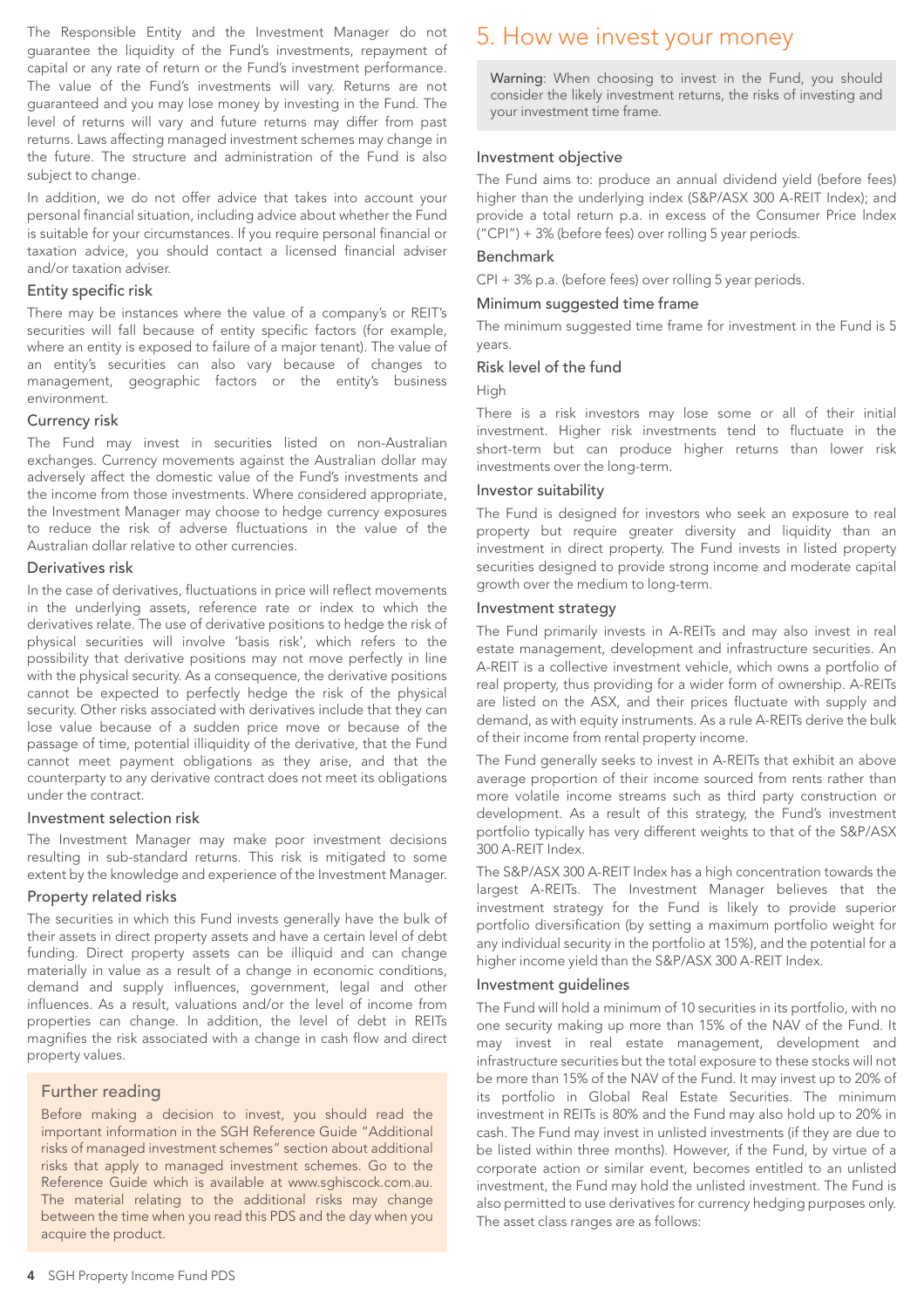The Responsible Entity and the Investment Manager do not guarantee the liquidity of the Fund's investments, repayment of capital or any rate of return or the Fund's investment performance. The value of the Fund's investments will vary. Returns are not guaranteed and you may lose money by investing in the Fund. The level of returns will vary and future returns may differ from past returns. Laws affecting managed investment schemes may change in the future. The structure and administration of the Fund is also subject to change.

In addition, we do not offer advice that takes into account your personal financial situation, including advice about whether the Fund is suitable for your circumstances. If you require personal financial or taxation advice, you should contact a licensed financial adviser and/or taxation adviser.

### Entity specific risk

There may be instances where the value of a company's or REIT's securities will fall because of entity specific factors (for example, where an entity is exposed to failure of a major tenant). The value of an entity's securities can also vary because of changes to management, geographic factors or the entity's business environment.

### Currency risk

The Fund may invest in securities listed on non-Australian exchanges. Currency movements against the Australian dollar may adversely affect the domestic value of the Fund's investments and the income from those investments. Where considered appropriate, the Investment Manager may choose to hedge currency exposures to reduce the risk of adverse fluctuations in the value of the Australian dollar relative to other currencies.

### Derivatives risk

In the case of derivatives, fluctuations in price will reflect movements in the underlying assets, reference rate or index to which the derivatives relate. The use of derivative positions to hedge the risk of physical securities will involve 'basis risk', which refers to the possibility that derivative positions may not move perfectly in line with the physical security. As a consequence, the derivative positions cannot be expected to perfectly hedge the risk of the physical security. Other risks associated with derivatives include that they can lose value because of a sudden price move or because of the passage of time, potential illiquidity of the derivative, that the Fund cannot meet payment obligations as they arise, and that the counterparty to any derivative contract does not meet its obligations under the contract.

### Investment selection risk

The Investment Manager may make poor investment decisions resulting in sub-standard returns. This risk is mitigated to some extent by the knowledge and experience of the Investment Manager.

### Property related risks

The securities in which this Fund invests generally have the bulk of their assets in direct property assets and have a certain level of debt funding. Direct property assets can be illiquid and can change materially in value as a result of a change in economic conditions, demand and supply influences, government, legal and other influences. As a result, valuations and/or the level of income from properties can change. In addition, the level of debt in REITs magnifies the risk associated with a change in cash flow and direct property values.

### Further reading

Before making a decision to invest, you should read the important information in the SGH Reference Guide "Additional risks of managed investment schemes" section about additional risks that apply to managed investment schemes. Go to the Reference Guide which is available at www.sghiscock.com.au. The material relating to the additional risks may change between the time when you read this PDS and the day when you acquire the product.

## 5. How we invest your money

**Warning**: When choosing to invest in the Fund, you should consider the likely investment returns, the risks of investing and your investment time frame.

### Investment objective

The Fund aims to: produce an annual dividend yield (before fees) higher than the underlying index (S&P/ASX 300 A-REIT Index); and provide a total return p.a. in excess of the Consumer Price Index ("CPI") + 3% (before fees) over rolling 5 year periods.

### Benchmark

CPI + 3% p.a. (before fees) over rolling 5 year periods.

### Minimum suggested time frame

The minimum suggested time frame for investment in the Fund is 5 years.

### Risk level of the fund

High

There is a risk investors may lose some or all of their initial investment. Higher risk investments tend to fluctuate in the short-term but can produce higher returns than lower risk investments over the long-term.

### Investor suitability

The Fund is designed for investors who seek an exposure to real property but require greater diversity and liquidity than an investment in direct property. The Fund invests in listed property securities designed to provide strong income and moderate capital growth over the medium to long-term.

### Investment strategy

The Fund primarily invests in A-REITs and may also invest in real estate management, development and infrastructure securities. An A-REIT is a collective investment vehicle, which owns a portfolio of real property, thus providing for a wider form of ownership. A-REITs are listed on the ASX, and their prices fluctuate with supply and demand, as with equity instruments. As a rule A-REITs derive the bulk of their income from rental property income.

The Fund generally seeks to invest in A-REITs that exhibit an above average proportion of their income sourced from rents rather than more volatile income streams such as third party construction or development. As a result of this strategy, the Fund's investment portfolio typically has very different weights to that of the S&P/ASX 300 A-REIT Index.

The S&P/ASX 300 A-REIT Index has a high concentration towards the largest A-REITs. The Investment Manager believes that the investment strategy for the Fund is likely to provide superior portfolio diversification (by setting a maximum portfolio weight for any individual security in the portfolio at 15%), and the potential for a higher income yield than the S&P/ASX 300 A-REIT Index.

### Investment guidelines

The Fund will hold a minimum of 10 securities in its portfolio, with no one security making up more than 15% of the NAV of the Fund. It may invest in real estate management, development and infrastructure securities but the total exposure to these stocks will not be more than 15% of the NAV of the Fund. It may invest up to 20% of its portfolio in Global Real Estate Securities. The minimum investment in REITs is 80% and the Fund may also hold up to 20% in cash. The Fund may invest in unlisted investments (if they are due to be listed within three months). However, if the Fund, by virtue of a corporate action or similar event, becomes entitled to an unlisted investment, the Fund may hold the unlisted investment. The Fund is also permitted to use derivatives for currency hedging purposes only. The asset class ranges are as follows: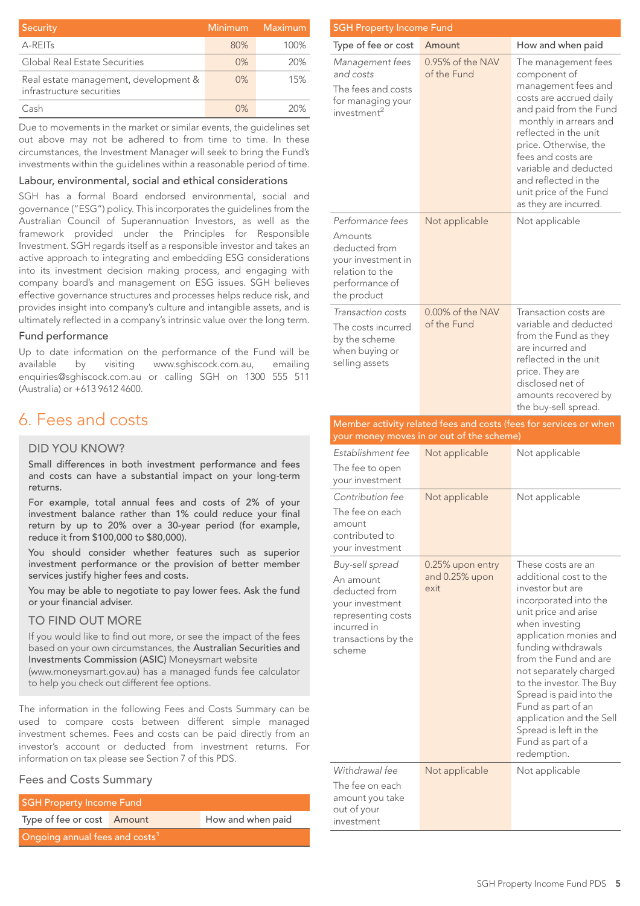| Security | Minimum | Maximum |
|---|---|---|
| A-REITs | 80% | 100% |
| Global Real Estate Securities | 0% | 20% |
| Real estate management, development & infrastructure securities | 0% | 15% |
| Cash | 0% | 20% |

Due to movements in the market or similar events, the guidelines set out above may not be adhered to from time to time. In these circumstances, the Investment Manager will seek to bring the Fund's investments within the guidelines within a reasonable period of time.

### Labour, environmental, social and ethical considerations

SGH has a formal Board endorsed environmental, social and governance ("ESG") policy. This incorporates the guidelines from the Australian Council of Superannuation Investors, as well as the framework provided under the Principles for Responsible Investment. SGH regards itself as a responsible investor and takes an active approach to integrating and embedding ESG considerations into its investment decision making process, and engaging with company board's and management on ESG issues. SGH believes effective governance structures and processes helps reduce risk, and provides insight into company's culture and intangible assets, and is ultimately reflected in a company's intrinsic value over the long term.

### Fund performance

Up to date information on the performance of the Fund will be available by visiting www.sghiscock.com.au, emailing enquiries@sghiscock.com.au or calling SGH on 1300 555 511 (Australia) or +613 9612 4600.

## 6. Fees and costs

### DID YOU KNOW?

**Small differences in both investment performance and fees and costs can have a substantial impact on your long-term returns.**

**For example, total annual fees and costs of 2% of your investment balance rather than 1% could reduce your final return by up to 20% over a 30-year period (for example, reduce it from $100,000 to $80,000).**

**You should consider whether features such as superior investment performance or the provision of better member services justify higher fees and costs.**

**You may be able to negotiate to pay lower fees. Ask the fund or your financial adviser.**

### TO FIND OUT MORE

If you would like to find out more, or see the impact of the fees based on your own circumstances, the **Australian Securities and Investments Commission (ASIC)** Moneysmart website (www.moneysmart.gov.au) has a managed funds fee calculator to help you check out different fee options.

The information in the following Fees and Costs Summary can be used to compare costs between different simple managed investment schemes. Fees and costs can be paid directly from an investor's account or deducted from investment returns. For information on tax please see Section 7 of this PDS.

### Fees and Costs Summary

| SGH Property Income Fund | | |
|---|---|---|
| **Type of fee or cost** | **Amount** | **How and when paid** |
| **Ongoing annual fees and costs[1]** | | |
| *Management fees and costs*<br>The fees and costs for managing your investment[2] | 0.95% of the NAV of the Fund | The management fees component of management fees and costs are accrued daily and paid from the Fund monthly in arrears and reflected in the unit price. Otherwise, the fees and costs are variable and deducted and reflected in the unit price of the Fund as they are incurred. |
| *Performance fees*<br>Amounts deducted from your investment in relation to the performance of the product | Not applicable | Not applicable |
| *Transaction costs*<br>The costs incurred by the scheme when buying or selling assets | 0.00% of the NAV of the Fund | Transaction costs are variable and deducted from the Fund as they are incurred and reflected in the unit price. They are disclosed net of amounts recovered by the buy-sell spread. |
| **Member activity related fees and costs (fees for services or when your money moves in or out of the scheme)** | | |
| *Establishment fee*<br>The fee to open your investment | Not applicable | Not applicable |
| *Contribution fee*<br>The fee on each amount contributed to your investment | Not applicable | Not applicable |
| *Buy-sell spread*<br>An amount deducted from your investment representing costs incurred in transactions by the scheme | 0.25% upon entry and 0.25% upon exit | These costs are an additional cost to the investor but are incorporated into the unit price and arise when investing application monies and funding withdrawals from the Fund and are not separately charged to the investor. The Buy Spread is paid into the Fund as part of an application and the Sell Spread is left in the Fund as part of a redemption. |
| *Withdrawal fee*<br>The fee on each amount you take out of your investment | Not applicable | Not applicable |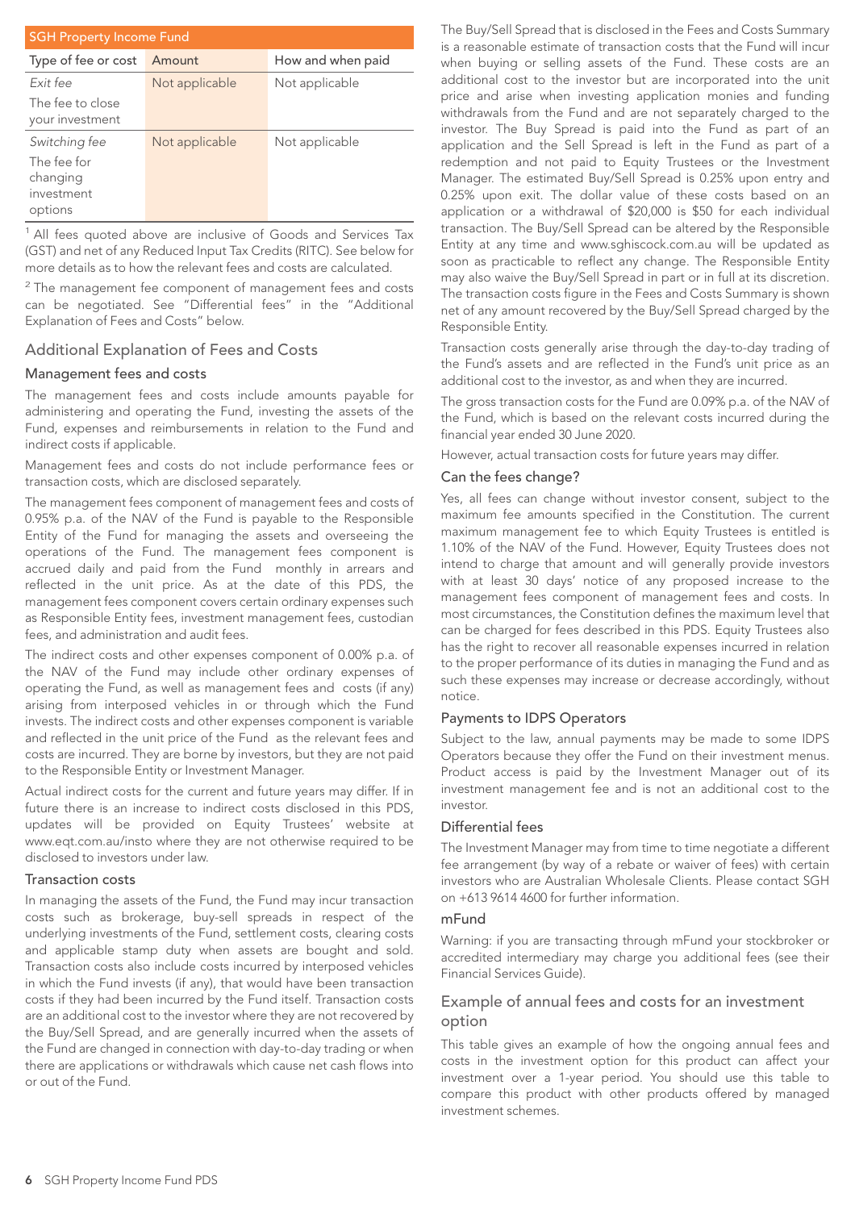| SGH Property Income Fund | | |
|---|---|---|
| Type of fee or cost | Amount | How and when paid |
| *Exit fee* The fee to close your investment | Not applicable | Not applicable |
| *Switching fee* The fee for changing investment options | Not applicable | Not applicable |

[1] All fees quoted above are inclusive of Goods and Services Tax (GST) and net of any Reduced Input Tax Credits (RITC). See below for more details as to how the relevant fees and costs are calculated.

[2] The management fee component of management fees and costs can be negotiated. See "Differential fees" in the "Additional Explanation of Fees and Costs" below.

## Additional Explanation of Fees and Costs

### Management fees and costs

The management fees and costs include amounts payable for administering and operating the Fund, investing the assets of the Fund, expenses and reimbursements in relation to the Fund and indirect costs if applicable.

Management fees and costs do not include performance fees or transaction costs, which are disclosed separately.

The management fees component of management fees and costs of 0.95% p.a. of the NAV of the Fund is payable to the Responsible Entity of the Fund for managing the assets and overseeing the operations of the Fund. The management fees component is accrued daily and paid from the Fund monthly in arrears and reflected in the unit price. As at the date of this PDS, the management fees component covers certain ordinary expenses such as Responsible Entity fees, investment management fees, custodian fees, and administration and audit fees.

The indirect costs and other expenses component of 0.00% p.a. of the NAV of the Fund may include other ordinary expenses of operating the Fund, as well as management fees and costs (if any) arising from interposed vehicles in or through which the Fund invests. The indirect costs and other expenses component is variable and reflected in the unit price of the Fund as the relevant fees and costs are incurred. They are borne by investors, but they are not paid to the Responsible Entity or Investment Manager.

Actual indirect costs for the current and future years may differ. If in future there is an increase to indirect costs disclosed in this PDS, updates will be provided on Equity Trustees' website at www.eqt.com.au/insto where they are not otherwise required to be disclosed to investors under law.

### Transaction costs

In managing the assets of the Fund, the Fund may incur transaction costs such as brokerage, buy-sell spreads in respect of the underlying investments of the Fund, settlement costs, clearing costs and applicable stamp duty when assets are bought and sold. Transaction costs also include costs incurred by interposed vehicles in which the Fund invests (if any), that would have been transaction costs if they had been incurred by the Fund itself. Transaction costs are an additional cost to the investor where they are not recovered by the Buy/Sell Spread, and are generally incurred when the assets of the Fund are changed in connection with day-to-day trading or when there are applications or withdrawals which cause net cash flows into or out of the Fund.

The Buy/Sell Spread that is disclosed in the Fees and Costs Summary is a reasonable estimate of transaction costs that the Fund will incur when buying or selling assets of the Fund. These costs are an additional cost to the investor but are incorporated into the unit price and arise when investing application monies and funding withdrawals from the Fund and are not separately charged to the investor. The Buy Spread is paid into the Fund as part of an application and the Sell Spread is left in the Fund as part of a redemption and not paid to Equity Trustees or the Investment Manager. The estimated Buy/Sell Spread is 0.25% upon entry and 0.25% upon exit. The dollar value of these costs based on an application or a withdrawal of $20,000 is $50 for each individual transaction. The Buy/Sell Spread can be altered by the Responsible Entity at any time and www.sghiscock.com.au will be updated as soon as practicable to reflect any change. The Responsible Entity may also waive the Buy/Sell Spread in part or in full at its discretion. The transaction costs figure in the Fees and Costs Summary is shown net of any amount recovered by the Buy/Sell Spread charged by the Responsible Entity.

Transaction costs generally arise through the day-to-day trading of the Fund's assets and are reflected in the Fund's unit price as an additional cost to the investor, as and when they are incurred.

The gross transaction costs for the Fund are 0.09% p.a. of the NAV of the Fund, which is based on the relevant costs incurred during the financial year ended 30 June 2020.

However, actual transaction costs for future years may differ.

### Can the fees change?

Yes, all fees can change without investor consent, subject to the maximum fee amounts specified in the Constitution. The current maximum management fee to which Equity Trustees is entitled is 1.10% of the NAV of the Fund. However, Equity Trustees does not intend to charge that amount and will generally provide investors with at least 30 days' notice of any proposed increase to the management fees component of management fees and costs. In most circumstances, the Constitution defines the maximum level that can be charged for fees described in this PDS. Equity Trustees also has the right to recover all reasonable expenses incurred in relation to the proper performance of its duties in managing the Fund and as such these expenses may increase or decrease accordingly, without notice.

### Payments to IDPS Operators

Subject to the law, annual payments may be made to some IDPS Operators because they offer the Fund on their investment menus. Product access is paid by the Investment Manager out of its investment management fee and is not an additional cost to the investor.

### Differential fees

The Investment Manager may from time to time negotiate a different fee arrangement (by way of a rebate or waiver of fees) with certain investors who are Australian Wholesale Clients. Please contact SGH on +613 9614 4600 for further information.

### mFund

Warning: if you are transacting through mFund your stockbroker or accredited intermediary may charge you additional fees (see their Financial Services Guide).

## Example of annual fees and costs for an investment option

This table gives an example of how the ongoing annual fees and costs in the investment option for this product can affect your investment over a 1-year period. You should use this table to compare this product with other products offered by managed investment schemes.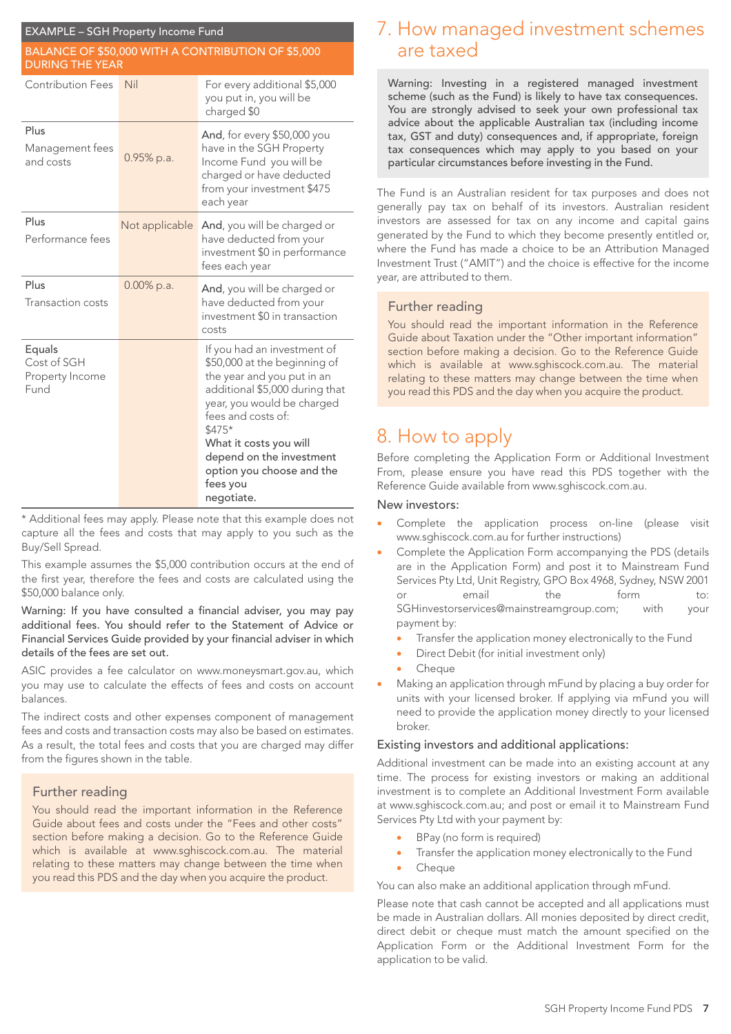| EXAMPLE – SGH Property Income Fund | | |
|---|---|---|
| BALANCE OF $50,000 WITH A CONTRIBUTION OF $5,000 DURING THE YEAR | | |
| Contribution Fees | Nil | For every additional $5,000 you put in, you will be charged $0 |
| Plus Management fees and costs | 0.95% p.a. | **And**, for every $50,000 you have in the SGH Property Income Fund you will be charged or have deducted from your investment $475 each year |
| Plus Performance fees | Not applicable | **And**, you will be charged or have deducted from your investment $0 in performance fees each year |
| Plus Transaction costs | 0.00% p.a. | **And**, you will be charged or have deducted from your investment $0 in transaction costs |
| Equals Cost of SGH Property Income Fund | | If you had an investment of $50,000 at the beginning of the year and you put in an additional $5,000 during that year, you would be charged fees and costs of: $475* **What it costs you will depend on the investment option you choose and the fees you negotiate.** |

\* Additional fees may apply. Please note that this example does not capture all the fees and costs that may apply to you such as the Buy/Sell Spread.

This example assumes the $5,000 contribution occurs at the end of the first year, therefore the fees and costs are calculated using the $50,000 balance only.

**Warning: If you have consulted a financial adviser, you may pay additional fees. You should refer to the Statement of Advice or Financial Services Guide provided by your financial adviser in which details of the fees are set out.**

ASIC provides a fee calculator on www.moneysmart.gov.au, which you may use to calculate the effects of fees and costs on account balances.

The indirect costs and other expenses component of management fees and costs and transaction costs may also be based on estimates. As a result, the total fees and costs that you are charged may differ from the figures shown in the table.

### Further reading

You should read the important information in the Reference Guide about fees and costs under the "Fees and other costs" section before making a decision. Go to the Reference Guide which is available at www.sghiscock.com.au. The material relating to these matters may change between the time when you read this PDS and the day when you acquire the product.

## 7. How managed investment schemes are taxed

**Warning: Investing in a registered managed investment scheme (such as the Fund) is likely to have tax consequences. You are strongly advised to seek your own professional tax advice about the applicable Australian tax (including income tax, GST and duty) consequences and, if appropriate, foreign tax consequences which may apply to you based on your particular circumstances before investing in the Fund.**

The Fund is an Australian resident for tax purposes and does not generally pay tax on behalf of its investors. Australian resident investors are assessed for tax on any income and capital gains generated by the Fund to which they become presently entitled or, where the Fund has made a choice to be an Attribution Managed Investment Trust ("AMIT") and the choice is effective for the income year, are attributed to them.

### Further reading

You should read the important information in the Reference Guide about Taxation under the "Other important information" section before making a decision. Go to the Reference Guide which is available at www.sghiscock.com.au. The material relating to these matters may change between the time when you read this PDS and the day when you acquire the product.

## 8. How to apply

Before completing the Application Form or Additional Investment From, please ensure you have read this PDS together with the Reference Guide available from www.sghiscock.com.au.

### New investors:

- Complete the application process on-line (please visit www.sghiscock.com.au for further instructions)
- Complete the Application Form accompanying the PDS (details are in the Application Form) and post it to Mainstream Fund Services Pty Ltd, Unit Registry, GPO Box 4968, Sydney, NSW 2001 or email the form to: SGHinvestorservices@mainstreamgroup.com; with your payment by:
  - Transfer the application money electronically to the Fund
  - Direct Debit (for initial investment only)
  - Cheque
- Making an application through mFund by placing a buy order for units with your licensed broker. If applying via mFund you will need to provide the application money directly to your licensed broker.

### Existing investors and additional applications:

Additional investment can be made into an existing account at any time. The process for existing investors or making an additional investment is to complete an Additional Investment Form available at www.sghiscock.com.au; and post or email it to Mainstream Fund Services Pty Ltd with your payment by:

- BPay (no form is required)
- Transfer the application money electronically to the Fund
- Cheque

You can also make an additional application through mFund.

Please note that cash cannot be accepted and all applications must be made in Australian dollars. All monies deposited by direct credit, direct debit or cheque must match the amount specified on the Application Form or the Additional Investment Form for the application to be valid.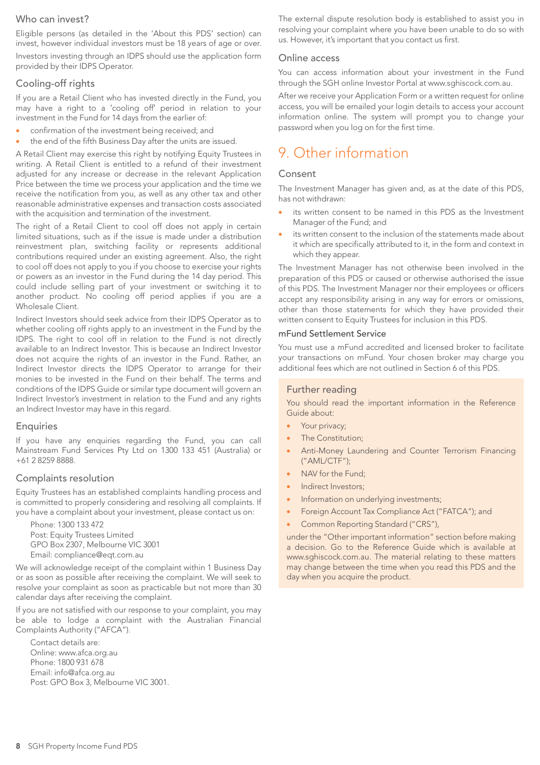### Who can invest?

Eligible persons (as detailed in the 'About this PDS' section) can invest, however individual investors must be 18 years of age or over.

Investors investing through an IDPS should use the application form provided by their IDPS Operator.

### Cooling-off rights

If you are a Retail Client who has invested directly in the Fund, you may have a right to a 'cooling off' period in relation to your investment in the Fund for 14 days from the earlier of:

- confirmation of the investment being received; and
- the end of the fifth Business Day after the units are issued.

A Retail Client may exercise this right by notifying Equity Trustees in writing. A Retail Client is entitled to a refund of their investment adjusted for any increase or decrease in the relevant Application Price between the time we process your application and the time we receive the notification from you, as well as any other tax and other reasonable administrative expenses and transaction costs associated with the acquisition and termination of the investment.

The right of a Retail Client to cool off does not apply in certain limited situations, such as if the issue is made under a distribution reinvestment plan, switching facility or represents additional contributions required under an existing agreement. Also, the right to cool off does not apply to you if you choose to exercise your rights or powers as an investor in the Fund during the 14 day period. This could include selling part of your investment or switching it to another product. No cooling off period applies if you are a Wholesale Client.

Indirect Investors should seek advice from their IDPS Operator as to whether cooling off rights apply to an investment in the Fund by the IDPS. The right to cool off in relation to the Fund is not directly available to an Indirect Investor. This is because an Indirect Investor does not acquire the rights of an investor in the Fund. Rather, an Indirect Investor directs the IDPS Operator to arrange for their monies to be invested in the Fund on their behalf. The terms and conditions of the IDPS Guide or similar type document will govern an Indirect Investor's investment in relation to the Fund and any rights an Indirect Investor may have in this regard.

### Enquiries

If you have any enquiries regarding the Fund, you can call Mainstream Fund Services Pty Ltd on 1300 133 451 (Australia) or +61 2 8259 8888.

### Complaints resolution

Equity Trustees has an established complaints handling process and is committed to properly considering and resolving all complaints. If you have a complaint about your investment, please contact us on:

Phone: 1300 133 472
Post: Equity Trustees Limited
GPO Box 2307, Melbourne VIC 3001
Email: compliance@eqt.com.au

We will acknowledge receipt of the complaint within 1 Business Day or as soon as possible after receiving the complaint. We will seek to resolve your complaint as soon as practicable but not more than 30 calendar days after receiving the complaint.

If you are not satisfied with our response to your complaint, you may be able to lodge a complaint with the Australian Financial Complaints Authority ("AFCA").

Contact details are:
Online: www.afca.org.au
Phone: 1800 931 678
Email: info@afca.org.au
Post: GPO Box 3, Melbourne VIC 3001.

The external dispute resolution body is established to assist you in resolving your complaint where you have been unable to do so with us. However, it's important that you contact us first.

### Online access

You can access information about your investment in the Fund through the SGH online Investor Portal at www.sghiscock.com.au.

After we receive your Application Form or a written request for online access, you will be emailed your login details to access your account information online. The system will prompt you to change your password when you log on for the first time.

## 9. Other information

### Consent

The Investment Manager has given and, as at the date of this PDS, has not withdrawn:

- its written consent to be named in this PDS as the Investment Manager of the Fund; and
- its written consent to the inclusion of the statements made about it which are specifically attributed to it, in the form and context in which they appear.

The Investment Manager has not otherwise been involved in the preparation of this PDS or caused or otherwise authorised the issue of this PDS. The Investment Manager nor their employees or officers accept any responsibility arising in any way for errors or omissions, other than those statements for which they have provided their written consent to Equity Trustees for inclusion in this PDS.

### mFund Settlement Service

You must use a mFund accredited and licensed broker to facilitate your transactions on mFund. Your chosen broker may charge you additional fees which are not outlined in Section 6 of this PDS.

### Further reading

You should read the important information in the Reference Guide about:

- Your privacy;
- The Constitution;
- Anti-Money Laundering and Counter Terrorism Financing ("AML/CTF");
- NAV for the Fund;
- Indirect Investors;
- Information on underlying investments;
- Foreign Account Tax Compliance Act ("FATCA"); and
- Common Reporting Standard ("CRS"),

under the "Other important information" section before making a decision. Go to the Reference Guide which is available at www.sghiscock.com.au. The material relating to these matters may change between the time when you read this PDS and the day when you acquire the product.